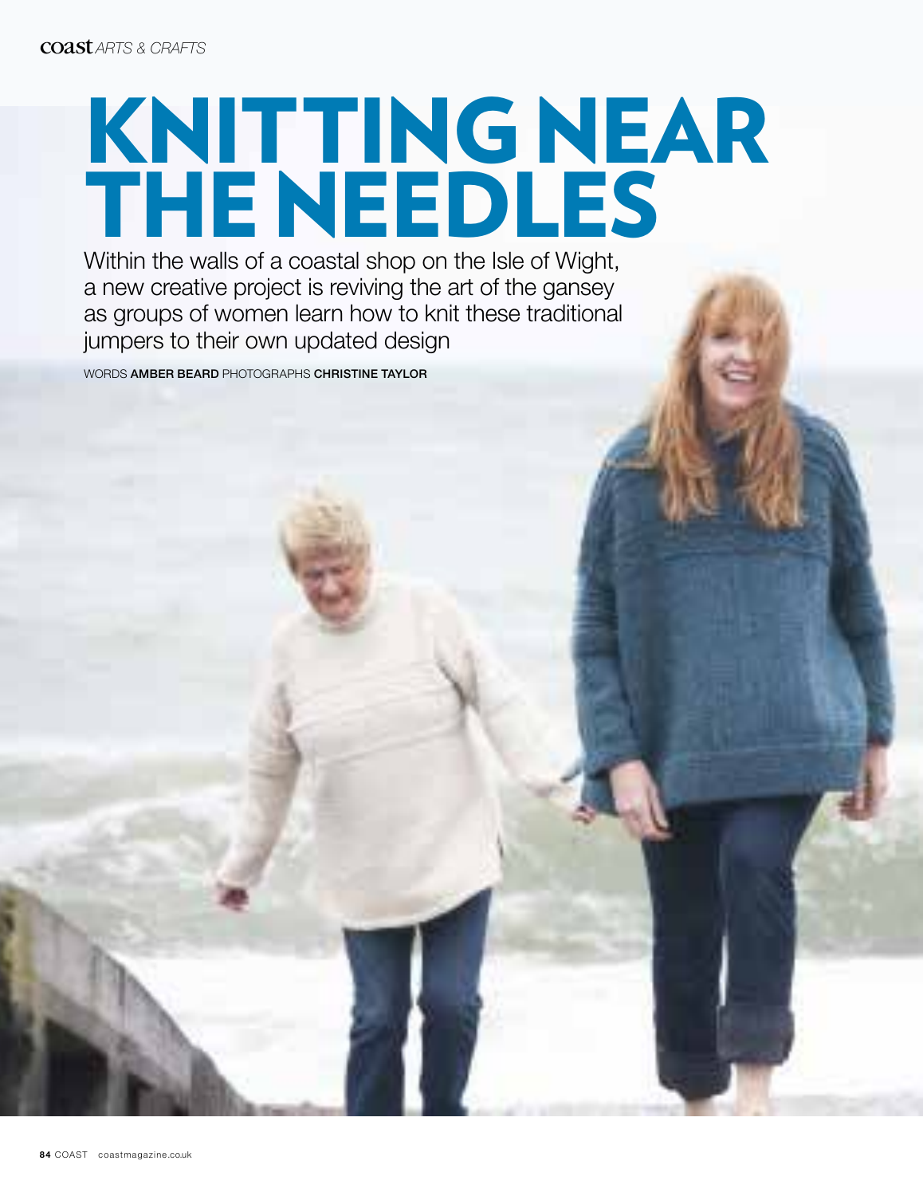# KNITTING NEAR THE NEEDLES

Within the walls of a coastal shop on the Isle of Wight, a new creative project is reviving the art of the gansey as groups of women learn how to knit these traditional jumpers to their own updated design

WORDS **AMBER BEARD** PHOTOGRAPHS **CHRISTINE TAYLOR**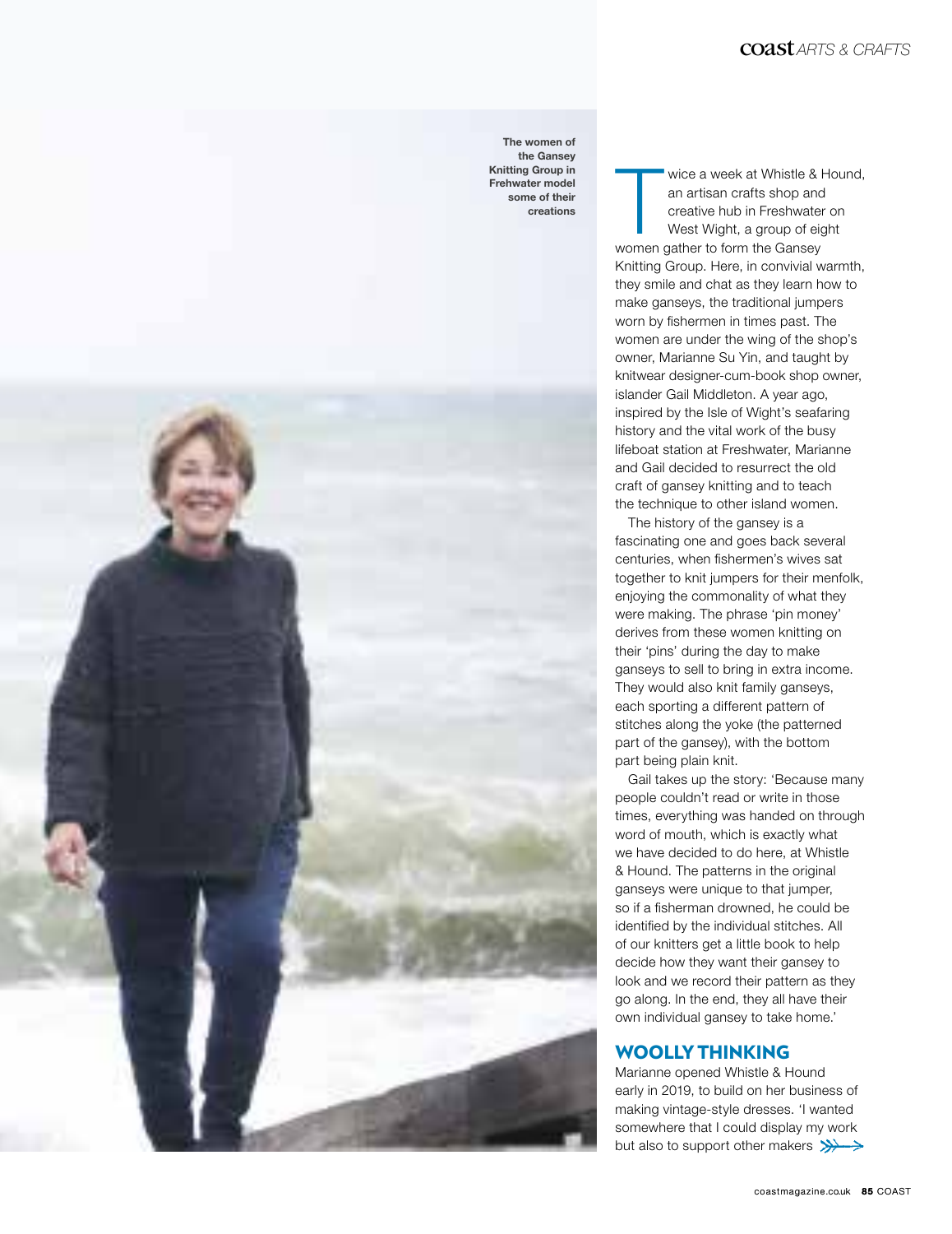The women of the Gansey Knitting Group in Frehwater model some of their creations

Twice a week at Whistle & Hound, an artisan crafts shop and creative hub in Freshwater on West Wight, a group of eight women gather to form the Gansey Knitting Group. Here, in convivial warmth, they smile and chat as they learn how to make ganseys, the traditional jumpers worn by fishermen in times past. The women are under the wing of the shop's owner, Marianne Su Yin, and taught by knitwear designer-cum-book shop owner, islander Gail Middleton. A year ago, inspired by the Isle of Wight's seafaring history and the vital work of the busy lifeboat station at Freshwater, Marianne and Gail decided to resurrect the old craft of gansey knitting and to teach the technique to other island women.

The history of the gansey is a fascinating one and goes back several centuries, when fishermen's wives sat together to knit jumpers for their menfolk, enjoying the commonality of what they were making. The phrase 'pin money' derives from these women knitting on their 'pins' during the day to make ganseys to sell to bring in extra income. They would also knit family ganseys, each sporting a different pattern of stitches along the yoke (the patterned part of the gansey), with the bottom part being plain knit.

Gail takes up the story: 'Because many people couldn't read or write in those times, everything was handed on through word of mouth, which is exactly what we have decided to do here, at Whistle & Hound. The patterns in the original ganseys were unique to that jumper, so if a fisherman drowned, he could be identified by the individual stitches. All of our knitters get a little book to help decide how they want their gansey to look and we record their pattern as they go along. In the end, they all have their own individual gansey to take home.'

## WOOLLY THINKING

Marianne opened Whistle & Hound early in 2019, to build on her business of making vintage-style dresses. 'I wanted somewhere that I could display my work but also to support other makers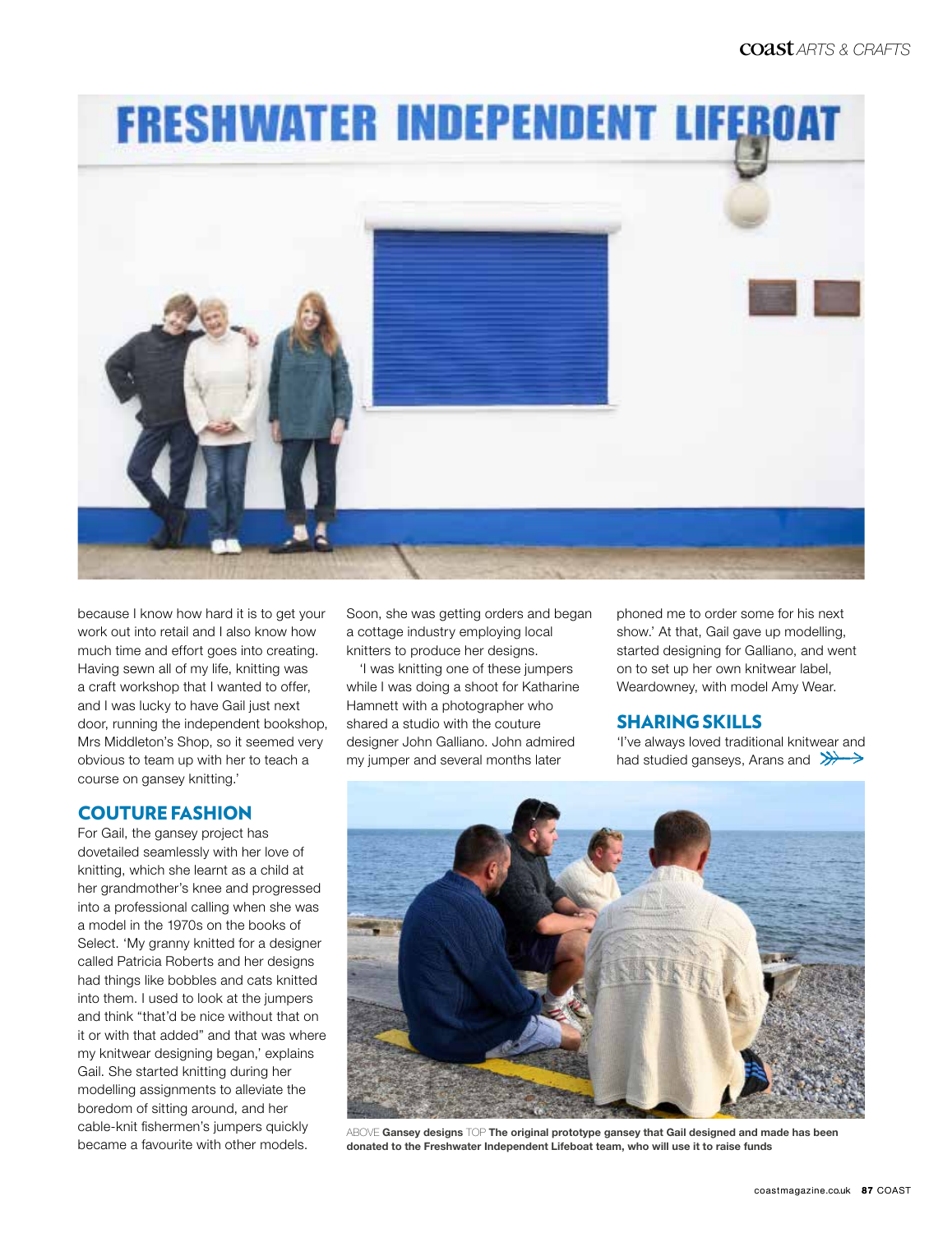because I know how hard it is to get your work out into retail and I also know how much time and effort goes into creating. Having sewn all of my life, knitting was a craft workshop that I wanted to offer, and I was lucky to have Gail just next door, running the independent bookshop, Mrs Middleton's Shop, so it seemed very obvious to team up with her to teach a course on gansey knitting.'

## COUTURE FASHION

For Gail, the gansey project has dovetailed seamlessly with her love of knitting, which she learnt as a child at her grandmother's knee and progressed into a professional calling when she was a model in the 1970s on the books of Select. 'My granny knitted for a designer called Patricia Roberts and her designs had things like bobbles and cats knitted into them. I used to look at the jumpers and think "that'd be nice without that on it or with that added" and that was where my knitwear designing began,' explains Gail. She started knitting during her modelling assignments to alleviate the boredom of sitting around, and her cable-knit fishermen's jumpers quickly became a favourite with other models.

Soon, she was getting orders and began a cottage industry employing local knitters to produce her designs.

'I was knitting one of these jumpers while I was doing a shoot for Katharine Hamnett with a photographer who shared a studio with the couture designer John Galliano. John admired my jumper and several months later phoned me to order some for his next show.' At that, Gail gave up modelling, started designing for Galliano, and went on to set up her own knitwear label, Weardowney, with model Amy Wear.

## SHARING SKILLS

'I've always loved traditional knitwear and had studied ganseys, Arans and

ABOVE **Gansey designs** TOP **The original prototype gansey that Gail designed and made has been donated to the Freshwater Independent Lifeboat team, who will use it to raise funds**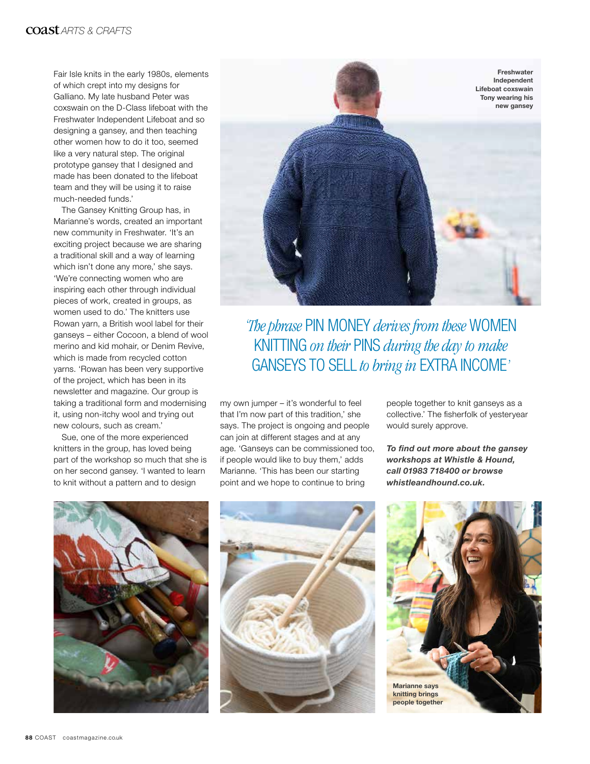Fair Isle knits in the early 1980s, elements of which crept into my designs for Galliano. My late husband Peter was coxswain on the D-Class lifeboat with the Freshwater Independent Lifeboat and so designing a gansey, and then teaching other women how to do it too, seemed like a very natural step. The original prototype gansey that I designed and made has been donated to the lifeboat team and they will be using it to raise much-needed funds.'

The Gansey Knitting Group has, in Marianne's words, created an important new community in Freshwater. 'It's an exciting project because we are sharing a traditional skill and a way of learning which isn't done any more,' she says. 'We're connecting women who are inspiring each other through individual pieces of work, created in groups, as women used to do.' The knitters use Rowan yarn, a British wool label for their ganseys – either Cocoon, a blend of wool merino and kid mohair, or Denim Revive, which is made from recycled cotton yarns. 'Rowan has been very supportive of the project, which has been in its newsletter and magazine. Our group is taking a traditional form and modernising it, using non-itchy wool and trying out new colours, such as cream.'

Sue, one of the more experienced knitters in the group, has loved being part of the workshop so much that she is on her second gansey. 'I wanted to learn to knit without a pattern and to design my own jumper – it's wonderful to feel that I'm now part of this tradition,' she says. The project is ongoing and people can join at different stages and at any age. 'Ganseys can be commissioned too, if people would like to buy them,' adds Marianne. 'This has been our starting point and we hope to continue to bring people together to knit ganseys as a collective.' The fisherfolk of yesteryear would surely approve.

***To find out more about the gansey workshops at Whistle & Hound, call 01983 718400 or browse whistleandhound.co.uk.***

**Freshwater Independent Lifeboat coxswain Tony wearing his new gansey**

*'The phrase* PIN MONEY *derives from these* WOMEN KNITTING *on their* PINS *during the day to make* GANSEYS TO SELL *to bring in* EXTRA INCOME*'*

**Marianne says knitting brings people together**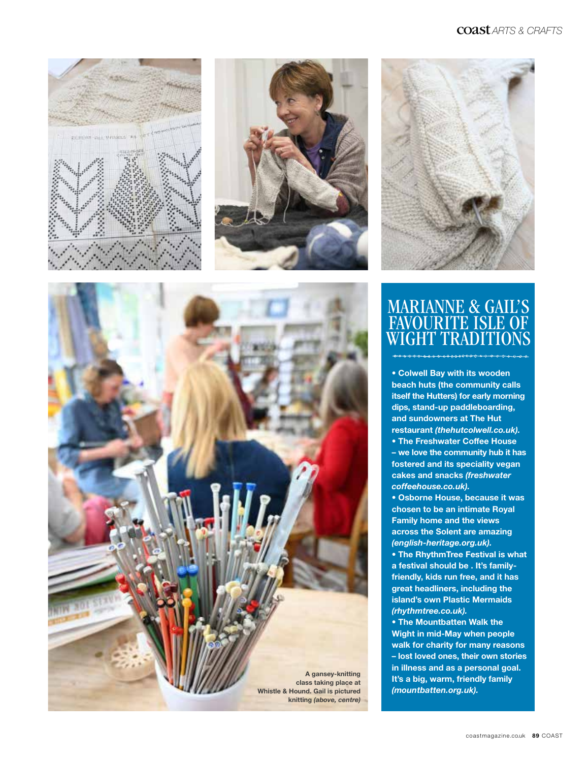A gansey-knitting class taking place at Whistle & Hound. Gail is pictured knitting *(above, centre)*

## MARIANNE & GAIL'S FAVOURITE ISLE OF WIGHT TRADITIONS

- **Colwell Bay with its wooden beach huts (the community calls itself the Hutters) for early morning dips, stand-up paddleboarding, and sundowners at The Hut restaurant *(thehutcolwell.co.uk).***
- **The Freshwater Coffee House – we love the community hub it has fostered and its speciality vegan cakes and snacks *(freshwater coffeehouse.co.uk).***
- **Osborne House, because it was chosen to be an intimate Royal Family home and the views across the Solent are amazing *(english-heritage.org.uk).***
- **The RhythmTree Festival is what a festival should be . It's family-friendly, kids run free, and it has great headliners, including the island's own Plastic Mermaids *(rhythmtree.co.uk).***
- **The Mountbatten Walk the Wight in mid-May when people walk for charity for many reasons – lost loved ones, their own stories in illness and as a personal goal. It's a big, warm, friendly family *(mountbatten.org.uk).***